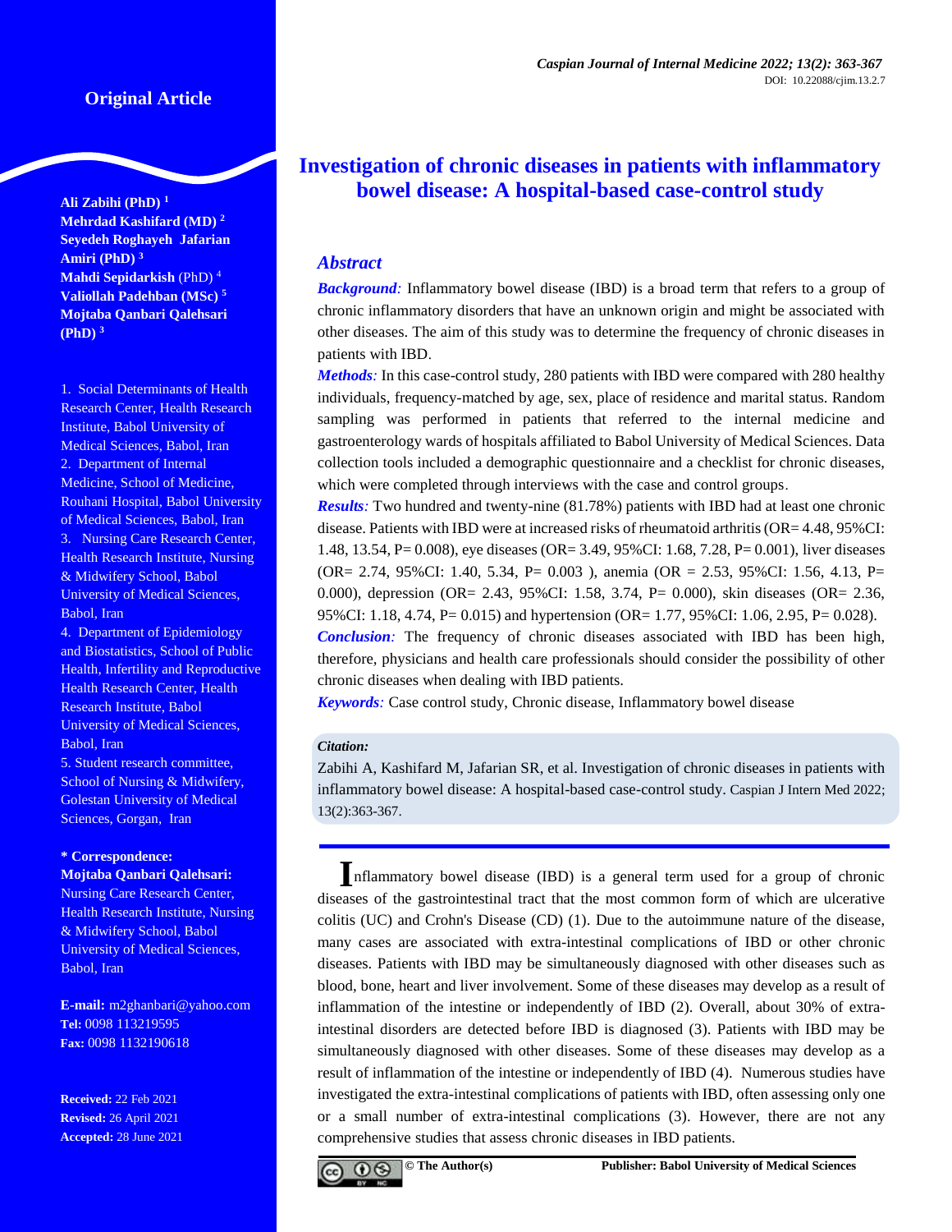Original Article

# Investigation of chronic diseases in patients with inflammatory bowel disease: A hospital-based case-control study

**Ali Zabihi (PhD)** [1]
**Mehrdad Kashifard (MD)** [2]
**Seyedeh Roghayeh Jafarian Amiri (PhD)** [3]
**Mahdi Sepidarkish** (PhD) [4]
**Valiollah Padehban (MSc)** [5]
**Mojtaba Qanbari Qalehsari (PhD)** [3]

1. Social Determinants of Health Research Center, Health Research Institute, Babol University of Medical Sciences, Babol, Iran
2. Department of Internal Medicine, School of Medicine, Rouhani Hospital, Babol University of Medical Sciences, Babol, Iran
3. Nursing Care Research Center, Health Research Institute, Nursing & Midwifery School, Babol University of Medical Sciences, Babol, Iran
4. Department of Epidemiology and Biostatistics, School of Public Health, Infertility and Reproductive Health Research Center, Health Research Institute, Babol University of Medical Sciences, Babol, Iran
5. Student research committee, School of Nursing & Midwifery, Golestan University of Medical Sciences, Gorgan, Iran

**\* Correspondence:**
**Mojtaba Qanbari Qalehsari:** Nursing Care Research Center, Health Research Institute, Nursing & Midwifery School, Babol University of Medical Sciences, Babol, Iran

**E-mail:** m2ghanbari@yahoo.com
**Tel:** 0098 113219595
**Fax:** 0098 1132190618

**Received:** 22 Feb 2021
**Revised:** 26 April 2021
**Accepted:** 28 June 2021

## *Abstract*

***Background:*** Inflammatory bowel disease (IBD) is a broad term that refers to a group of chronic inflammatory disorders that have an unknown origin and might be associated with other diseases. The aim of this study was to determine the frequency of chronic diseases in patients with IBD.

***Methods:*** In this case-control study, 280 patients with IBD were compared with 280 healthy individuals, frequency-matched by age, sex, place of residence and marital status. Random sampling was performed in patients that referred to the internal medicine and gastroenterology wards of hospitals affiliated to Babol University of Medical Sciences. Data collection tools included a demographic questionnaire and a checklist for chronic diseases, which were completed through interviews with the case and control groups.

***Results:*** Two hundred and twenty-nine (81.78%) patients with IBD had at least one chronic disease. Patients with IBD were at increased risks of rheumatoid arthritis (OR= 4.48, 95%CI: 1.48, 13.54, P= 0.008), eye diseases (OR= 3.49, 95%CI: 1.68, 7.28, P= 0.001), liver diseases (OR= 2.74, 95%CI: 1.40, 5.34, P= 0.003 ), anemia (OR = 2.53, 95%CI: 1.56, 4.13, P= 0.000), depression (OR= 2.43, 95%CI: 1.58, 3.74, P= 0.000), skin diseases (OR= 2.36, 95%CI: 1.18, 4.74, P= 0.015) and hypertension (OR= 1.77, 95%CI: 1.06, 2.95, P= 0.028).

***Conclusion:*** The frequency of chronic diseases associated with IBD has been high, therefore, physicians and health care professionals should consider the possibility of other chronic diseases when dealing with IBD patients.

***Keywords:*** Case control study, Chronic disease, Inflammatory bowel disease

***Citation:***
Zabihi A, Kashifard M, Jafarian SR, et al. Investigation of chronic diseases in patients with inflammatory bowel disease: A hospital-based case-control study. Caspian J Intern Med 2022; 13(2):363-367.

Inflammatory bowel disease (IBD) is a general term used for a group of chronic diseases of the gastrointestinal tract that the most common form of which are ulcerative colitis (UC) and Crohn's Disease (CD) (1). Due to the autoimmune nature of the disease, many cases are associated with extra-intestinal complications of IBD or other chronic diseases. Patients with IBD may be simultaneously diagnosed with other diseases such as blood, bone, heart and liver involvement. Some of these diseases may develop as a result of inflammation of the intestine or independently of IBD (2). Overall, about 30% of extra-intestinal disorders are detected before IBD is diagnosed (3). Patients with IBD may be simultaneously diagnosed with other diseases. Some of these diseases may develop as a result of inflammation of the intestine or independently of IBD (4). Numerous studies have investigated the extra-intestinal complications of patients with IBD, often assessing only one or a small number of extra-intestinal complications (3). However, there are not any comprehensive studies that assess chronic diseases in IBD patients.

© The Author(s) Publisher: Babol University of Medical Sciences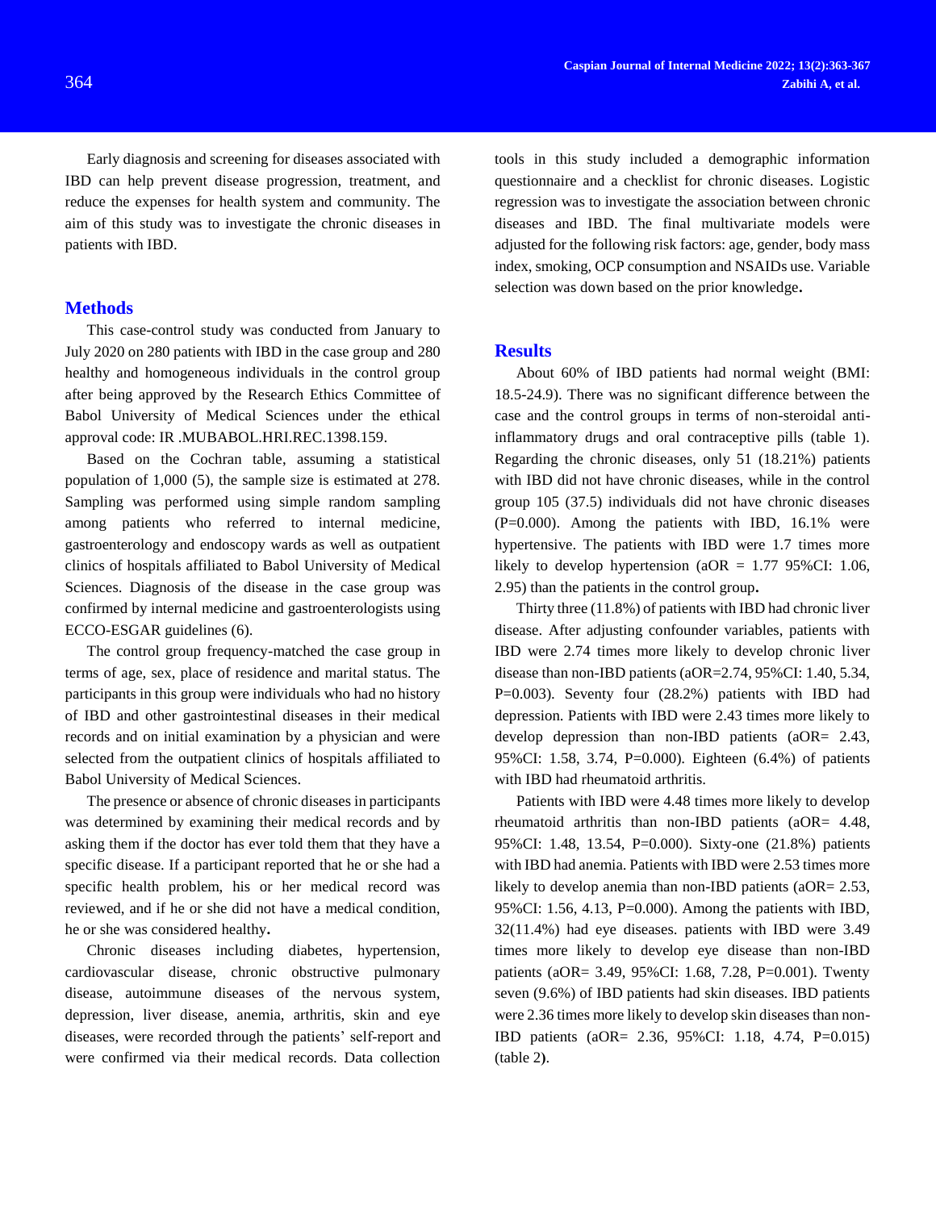Early diagnosis and screening for diseases associated with IBD can help prevent disease progression, treatment, and reduce the expenses for health system and community. The aim of this study was to investigate the chronic diseases in patients with IBD.

## Methods

This case-control study was conducted from January to July 2020 on 280 patients with IBD in the case group and 280 healthy and homogeneous individuals in the control group after being approved by the Research Ethics Committee of Babol University of Medical Sciences under the ethical approval code: IR .MUBABOL.HRI.REC.1398.159.

Based on the Cochran table, assuming a statistical population of 1,000 (5), the sample size is estimated at 278. Sampling was performed using simple random sampling among patients who referred to internal medicine, gastroenterology and endoscopy wards as well as outpatient clinics of hospitals affiliated to Babol University of Medical Sciences. Diagnosis of the disease in the case group was confirmed by internal medicine and gastroenterologists using ECCO-ESGAR guidelines (6).

The control group frequency-matched the case group in terms of age, sex, place of residence and marital status. The participants in this group were individuals who had no history of IBD and other gastrointestinal diseases in their medical records and on initial examination by a physician and were selected from the outpatient clinics of hospitals affiliated to Babol University of Medical Sciences.

The presence or absence of chronic diseases in participants was determined by examining their medical records and by asking them if the doctor has ever told them that they have a specific disease. If a participant reported that he or she had a specific health problem, his or her medical record was reviewed, and if he or she did not have a medical condition, he or she was considered healthy**.**

Chronic diseases including diabetes, hypertension, cardiovascular disease, chronic obstructive pulmonary disease, autoimmune diseases of the nervous system, depression, liver disease, anemia, arthritis, skin and eye diseases, were recorded through the patients' self-report and were confirmed via their medical records. Data collection tools in this study included a demographic information questionnaire and a checklist for chronic diseases. Logistic regression was to investigate the association between chronic diseases and IBD. The final multivariate models were adjusted for the following risk factors: age, gender, body mass index, smoking, OCP consumption and NSAIDs use. Variable selection was down based on the prior knowledge**.**

## Results

About 60% of IBD patients had normal weight (BMI: 18.5-24.9). There was no significant difference between the case and the control groups in terms of non-steroidal anti-inflammatory drugs and oral contraceptive pills (table 1). Regarding the chronic diseases, only 51 (18.21%) patients with IBD did not have chronic diseases, while in the control group 105 (37.5) individuals did not have chronic diseases (P=0.000). Among the patients with IBD, 16.1% were hypertensive. The patients with IBD were 1.7 times more likely to develop hypertension (aOR = 1.77 95%CI: 1.06, 2.95) than the patients in the control group**.**

Thirty three (11.8%) of patients with IBD had chronic liver disease. After adjusting confounder variables, patients with IBD were 2.74 times more likely to develop chronic liver disease than non-IBD patients (aOR=2.74, 95%CI: 1.40, 5.34, P=0.003). Seventy four (28.2%) patients with IBD had depression. Patients with IBD were 2.43 times more likely to develop depression than non-IBD patients (aOR= 2.43, 95%CI: 1.58, 3.74, P=0.000). Eighteen (6.4%) of patients with IBD had rheumatoid arthritis.

Patients with IBD were 4.48 times more likely to develop rheumatoid arthritis than non-IBD patients (aOR= 4.48, 95%CI: 1.48, 13.54, P=0.000). Sixty-one (21.8%) patients with IBD had anemia. Patients with IBD were 2.53 times more likely to develop anemia than non-IBD patients (aOR= 2.53, 95%CI: 1.56, 4.13, P=0.000). Among the patients with IBD, 32(11.4%) had eye diseases. patients with IBD were 3.49 times more likely to develop eye disease than non-IBD patients (aOR= 3.49, 95%CI: 1.68, 7.28, P=0.001). Twenty seven (9.6%) of IBD patients had skin diseases. IBD patients were 2.36 times more likely to develop skin diseases than non-IBD patients (aOR= 2.36, 95%CI: 1.18, 4.74, P=0.015) (table 2**)**.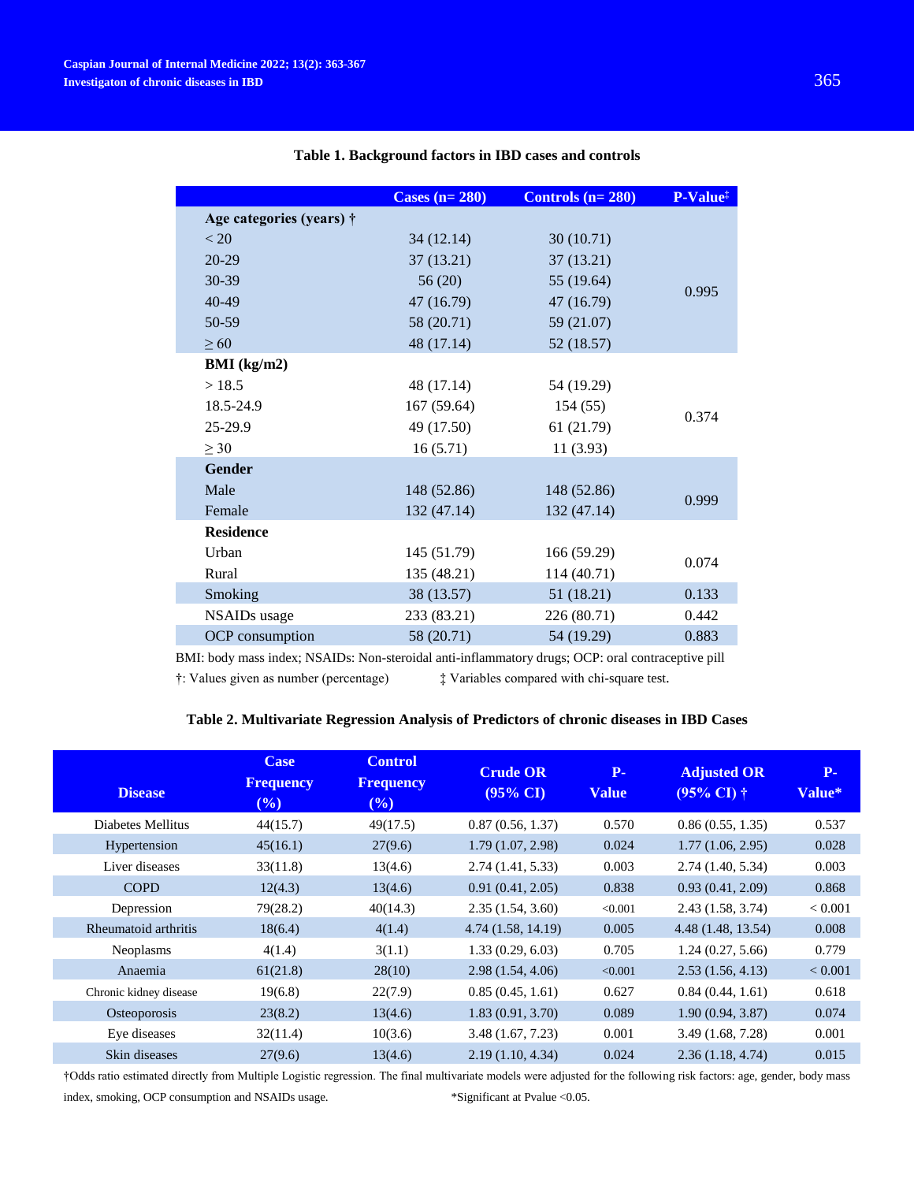**Table 1. Background factors in IBD cases and controls**

| | Cases (n= 280) | Controls (n= 280) | P-Value‡ |
|---|---|---|---|
| **Age categories (years) †** | | | |
| < 20 | 34 (12.14) | 30 (10.71) | 0.995 |
| 20-29 | 37 (13.21) | 37 (13.21) | |
| 30-39 | 56 (20) | 55 (19.64) | |
| 40-49 | 47 (16.79) | 47 (16.79) | |
| 50-59 | 58 (20.71) | 59 (21.07) | |
| ≥ 60 | 48 (17.14) | 52 (18.57) | |
| **BMI (kg/m2)** | | | |
| > 18.5 | 48 (17.14) | 54 (19.29) | 0.374 |
| 18.5-24.9 | 167 (59.64) | 154 (55) | |
| 25-29.9 | 49 (17.50) | 61 (21.79) | |
| ≥ 30 | 16 (5.71) | 11 (3.93) | |
| **Gender** | | | |
| Male | 148 (52.86) | 148 (52.86) | 0.999 |
| Female | 132 (47.14) | 132 (47.14) | |
| **Residence** | | | |
| Urban | 145 (51.79) | 166 (59.29) | 0.074 |
| Rural | 135 (48.21) | 114 (40.71) | |
| Smoking | 38 (13.57) | 51 (18.21) | 0.133 |
| NSAIDs usage | 233 (83.21) | 226 (80.71) | 0.442 |
| OCP consumption | 58 (20.71) | 54 (19.29) | 0.883 |

BMI: body mass index; NSAIDs: Non-steroidal anti-inflammatory drugs; OCP: oral contraceptive pill

†: Values given as number (percentage)    ‡ Variables compared with chi-square test.

**Table 2. Multivariate Regression Analysis of Predictors of chronic diseases in IBD Cases**

| Disease | Case Frequency (%) | Control Frequency (%) | Crude OR (95% CI) | P-Value | Adjusted OR (95% CI) † | P-Value* |
|---|---|---|---|---|---|---|
| Diabetes Mellitus | 44(15.7) | 49(17.5) | 0.87 (0.56, 1.37) | 0.570 | 0.86 (0.55, 1.35) | 0.537 |
| Hypertension | 45(16.1) | 27(9.6) | 1.79 (1.07, 2.98) | 0.024 | 1.77 (1.06, 2.95) | 0.028 |
| Liver diseases | 33(11.8) | 13(4.6) | 2.74 (1.41, 5.33) | 0.003 | 2.74 (1.40, 5.34) | 0.003 |
| COPD | 12(4.3) | 13(4.6) | 0.91 (0.41, 2.05) | 0.838 | 0.93 (0.41, 2.09) | 0.868 |
| Depression | 79(28.2) | 40(14.3) | 2.35 (1.54, 3.60) | <0.001 | 2.43 (1.58, 3.74) | < 0.001 |
| Rheumatoid arthritis | 18(6.4) | 4(1.4) | 4.74 (1.58, 14.19) | 0.005 | 4.48 (1.48, 13.54) | 0.008 |
| Neoplasms | 4(1.4) | 3(1.1) | 1.33 (0.29, 6.03) | 0.705 | 1.24 (0.27, 5.66) | 0.779 |
| Anaemia | 61(21.8) | 28(10) | 2.98 (1.54, 4.06) | <0.001 | 2.53 (1.56, 4.13) | < 0.001 |
| Chronic kidney disease | 19(6.8) | 22(7.9) | 0.85 (0.45, 1.61) | 0.627 | 0.84 (0.44, 1.61) | 0.618 |
| Osteoporosis | 23(8.2) | 13(4.6) | 1.83 (0.91, 3.70) | 0.089 | 1.90 (0.94, 3.87) | 0.074 |
| Eye diseases | 32(11.4) | 10(3.6) | 3.48 (1.67, 7.23) | 0.001 | 3.49 (1.68, 7.28) | 0.001 |
| Skin diseases | 27(9.6) | 13(4.6) | 2.19 (1.10, 4.34) | 0.024 | 2.36 (1.18, 4.74) | 0.015 |

†Odds ratio estimated directly from Multiple Logistic regression. The final multivariate models were adjusted for the following risk factors: age, gender, body mass index, smoking, OCP consumption and NSAIDs usage.    *Significant at Pvalue <0.05.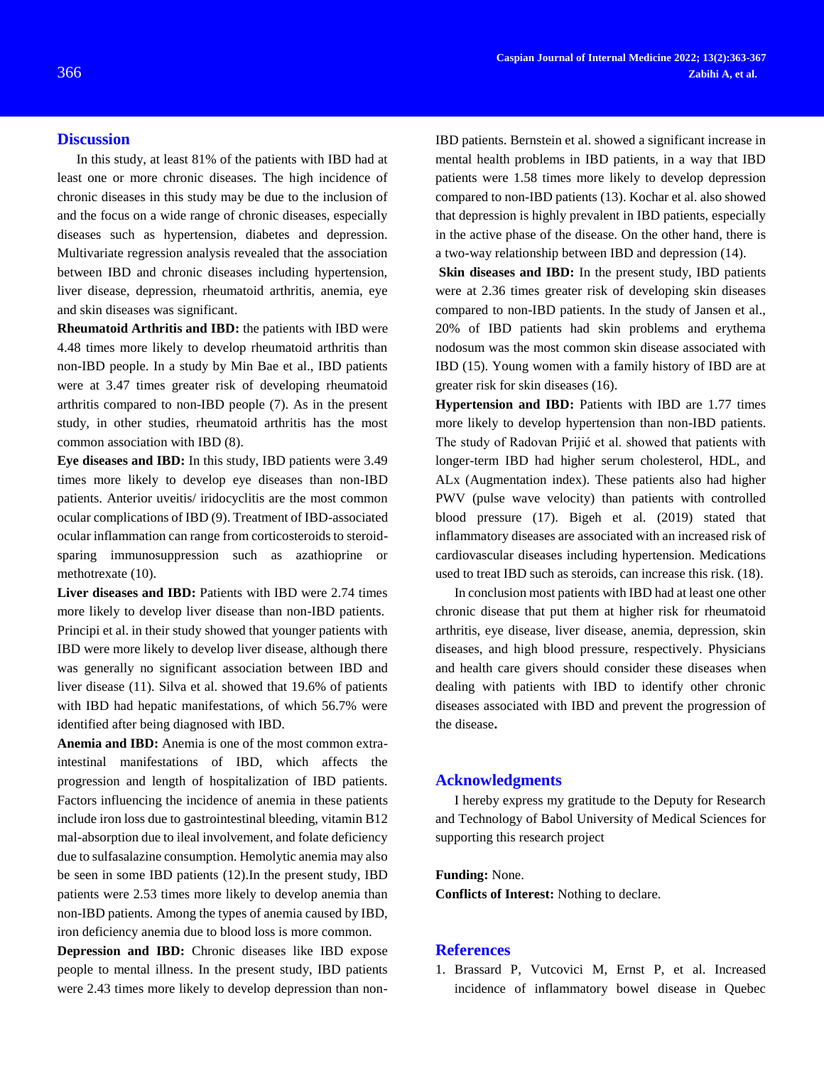## Discussion

In this study, at least 81% of the patients with IBD had at least one or more chronic diseases. The high incidence of chronic diseases in this study may be due to the inclusion of and the focus on a wide range of chronic diseases, especially diseases such as hypertension, diabetes and depression. Multivariate regression analysis revealed that the association between IBD and chronic diseases including hypertension, liver disease, depression, rheumatoid arthritis, anemia, eye and skin diseases was significant.

**Rheumatoid Arthritis and IBD:** the patients with IBD were 4.48 times more likely to develop rheumatoid arthritis than non-IBD people. In a study by Min Bae et al., IBD patients were at 3.47 times greater risk of developing rheumatoid arthritis compared to non-IBD people (7). As in the present study, in other studies, rheumatoid arthritis has the most common association with IBD (8).

**Eye diseases and IBD:** In this study, IBD patients were 3.49 times more likely to develop eye diseases than non-IBD patients. Anterior uveitis/ iridocyclitis are the most common ocular complications of IBD (9). Treatment of IBD-associated ocular inflammation can range from corticosteroids to steroid-sparing immunosuppression such as azathioprine or methotrexate (10).

**Liver diseases and IBD:** Patients with IBD were 2.74 times more likely to develop liver disease than non-IBD patients. Principi et al. in their study showed that younger patients with IBD were more likely to develop liver disease, although there was generally no significant association between IBD and liver disease (11). Silva et al. showed that 19.6% of patients with IBD had hepatic manifestations, of which 56.7% were identified after being diagnosed with IBD.

**Anemia and IBD:** Anemia is one of the most common extra-intestinal manifestations of IBD, which affects the progression and length of hospitalization of IBD patients. Factors influencing the incidence of anemia in these patients include iron loss due to gastrointestinal bleeding, vitamin B12 mal-absorption due to ileal involvement, and folate deficiency due to sulfasalazine consumption. Hemolytic anemia may also be seen in some IBD patients (12).In the present study, IBD patients were 2.53 times more likely to develop anemia than non-IBD patients. Among the types of anemia caused by IBD, iron deficiency anemia due to blood loss is more common.

**Depression and IBD:** Chronic diseases like IBD expose people to mental illness. In the present study, IBD patients were 2.43 times more likely to develop depression than non-IBD patients. Bernstein et al. showed a significant increase in mental health problems in IBD patients, in a way that IBD patients were 1.58 times more likely to develop depression compared to non-IBD patients (13). Kochar et al. also showed that depression is highly prevalent in IBD patients, especially in the active phase of the disease. On the other hand, there is a two-way relationship between IBD and depression (14).

**Skin diseases and IBD:** In the present study, IBD patients were at 2.36 times greater risk of developing skin diseases compared to non-IBD patients. In the study of Jansen et al., 20% of IBD patients had skin problems and erythema nodosum was the most common skin disease associated with IBD (15). Young women with a family history of IBD are at greater risk for skin diseases (16).

**Hypertension and IBD:** Patients with IBD are 1.77 times more likely to develop hypertension than non-IBD patients. The study of Radovan Prijić et al. showed that patients with longer-term IBD had higher serum cholesterol, HDL, and ALx (Augmentation index). These patients also had higher PWV (pulse wave velocity) than patients with controlled blood pressure (17). Bigeh et al. (2019) stated that inflammatory diseases are associated with an increased risk of cardiovascular diseases including hypertension. Medications used to treat IBD such as steroids, can increase this risk. (18).

In conclusion most patients with IBD had at least one other chronic disease that put them at higher risk for rheumatoid arthritis, eye disease, liver disease, anemia, depression, skin diseases, and high blood pressure, respectively. Physicians and health care givers should consider these diseases when dealing with patients with IBD to identify other chronic diseases associated with IBD and prevent the progression of the disease**.**

## Acknowledgments

I hereby express my gratitude to the Deputy for Research and Technology of Babol University of Medical Sciences for supporting this research project

**Funding:** None.

**Conflicts of Interest:** Nothing to declare.

## References

1. Brassard P, Vutcovici M, Ernst P, et al. Increased incidence of inflammatory bowel disease in Quebec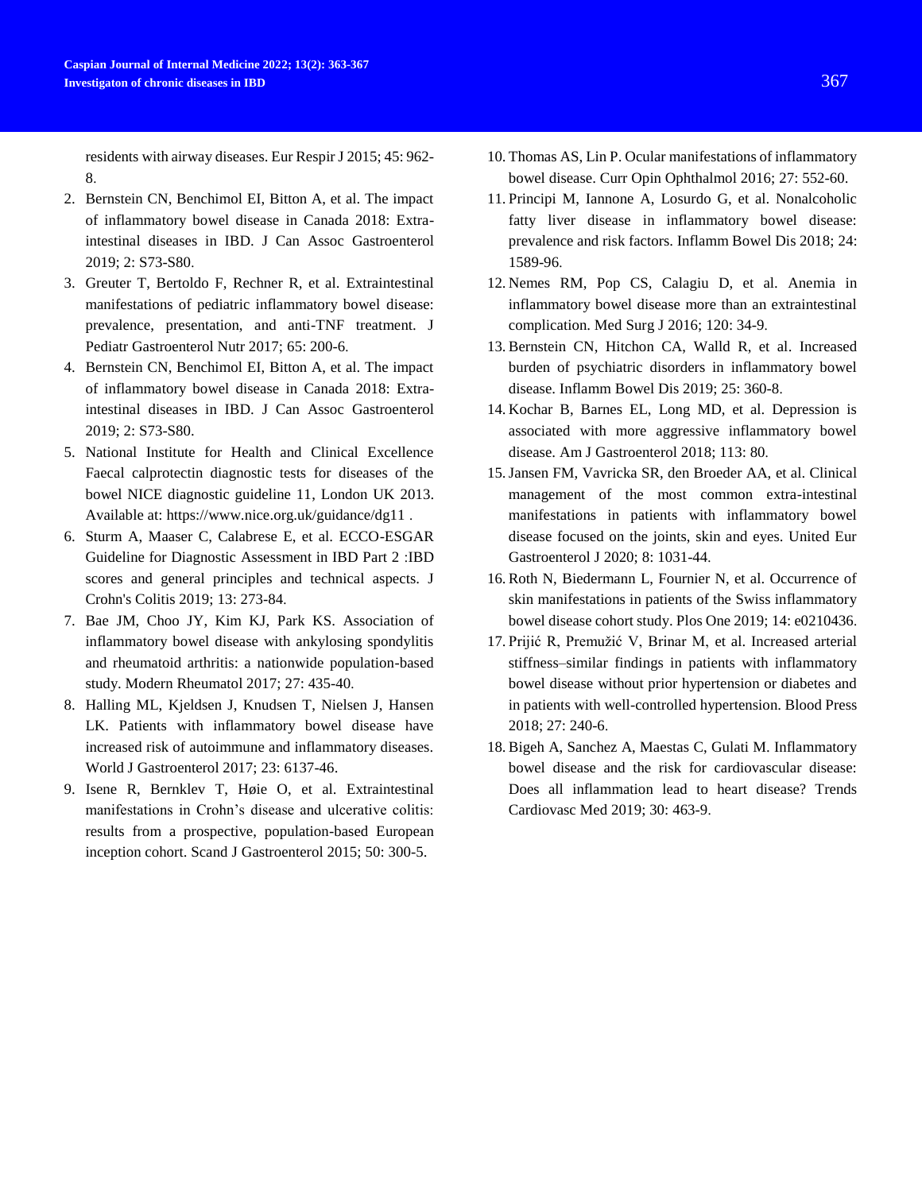residents with airway diseases. Eur Respir J 2015; 45: 962-8.

2. Bernstein CN, Benchimol EI, Bitton A, et al. The impact of inflammatory bowel disease in Canada 2018: Extra-intestinal diseases in IBD. J Can Assoc Gastroenterol 2019; 2: S73-S80.
3. Greuter T, Bertoldo F, Rechner R, et al. Extraintestinal manifestations of pediatric inflammatory bowel disease: prevalence, presentation, and anti-TNF treatment. J Pediatr Gastroenterol Nutr 2017; 65: 200-6.
4. Bernstein CN, Benchimol EI, Bitton A, et al. The impact of inflammatory bowel disease in Canada 2018: Extra-intestinal diseases in IBD. J Can Assoc Gastroenterol 2019; 2: S73-S80.
5. National Institute for Health and Clinical Excellence Faecal calprotectin diagnostic tests for diseases of the bowel NICE diagnostic guideline 11, London UK 2013. Available at: https://www.nice.org.uk/guidance/dg11 .
6. Sturm A, Maaser C, Calabrese E, et al. ECCO-ESGAR Guideline for Diagnostic Assessment in IBD Part 2 :IBD scores and general principles and technical aspects. J Crohn's Colitis 2019; 13: 273-84.
7. Bae JM, Choo JY, Kim KJ, Park KS. Association of inflammatory bowel disease with ankylosing spondylitis and rheumatoid arthritis: a nationwide population-based study. Modern Rheumatol 2017; 27: 435-40.
8. Halling ML, Kjeldsen J, Knudsen T, Nielsen J, Hansen LK. Patients with inflammatory bowel disease have increased risk of autoimmune and inflammatory diseases. World J Gastroenterol 2017; 23: 6137-46.
9. Isene R, Bernklev T, Høie O, et al. Extraintestinal manifestations in Crohn's disease and ulcerative colitis: results from a prospective, population-based European inception cohort. Scand J Gastroenterol 2015; 50: 300-5.
10. Thomas AS, Lin P. Ocular manifestations of inflammatory bowel disease. Curr Opin Ophthalmol 2016; 27: 552-60.
11. Principi M, Iannone A, Losurdo G, et al. Nonalcoholic fatty liver disease in inflammatory bowel disease: prevalence and risk factors. Inflamm Bowel Dis 2018; 24: 1589-96.
12. Nemes RM, Pop CS, Calagiu D, et al. Anemia in inflammatory bowel disease more than an extraintestinal complication. Med Surg J 2016; 120: 34-9.
13. Bernstein CN, Hitchon CA, Walld R, et al. Increased burden of psychiatric disorders in inflammatory bowel disease. Inflamm Bowel Dis 2019; 25: 360-8.
14. Kochar B, Barnes EL, Long MD, et al. Depression is associated with more aggressive inflammatory bowel disease. Am J Gastroenterol 2018; 113: 80.
15. Jansen FM, Vavricka SR, den Broeder AA, et al. Clinical management of the most common extra-intestinal manifestations in patients with inflammatory bowel disease focused on the joints, skin and eyes. United Eur Gastroenterol J 2020; 8: 1031-44.
16. Roth N, Biedermann L, Fournier N, et al. Occurrence of skin manifestations in patients of the Swiss inflammatory bowel disease cohort study. Plos One 2019; 14: e0210436.
17. Prijić R, Premužić V, Brinar M, et al. Increased arterial stiffness–similar findings in patients with inflammatory bowel disease without prior hypertension or diabetes and in patients with well-controlled hypertension. Blood Press 2018; 27: 240-6.
18. Bigeh A, Sanchez A, Maestas C, Gulati M. Inflammatory bowel disease and the risk for cardiovascular disease: Does all inflammation lead to heart disease? Trends Cardiovasc Med 2019; 30: 463-9.